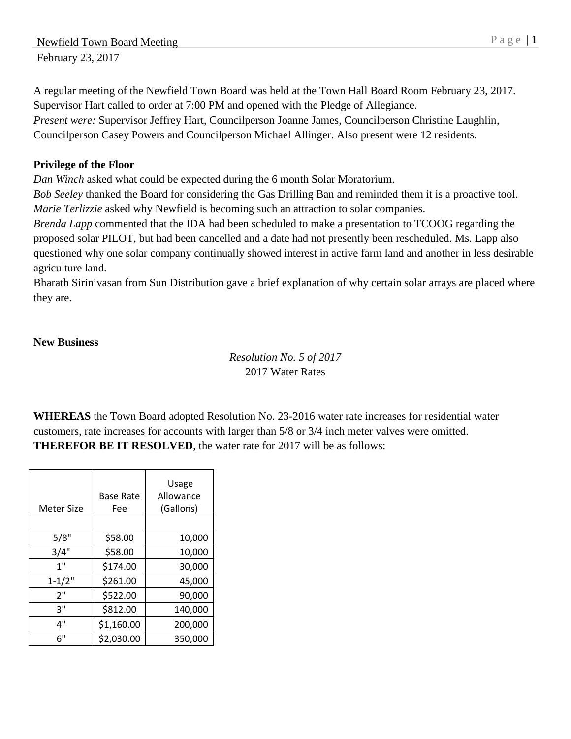Newfield Town Board Meeting
February 23, 2017

A regular meeting of the Newfield Town Board was held at the Town Hall Board Room February 23, 2017. Supervisor Hart called to order at 7:00 PM and opened with the Pledge of Allegiance.
*Present were:* Supervisor Jeffrey Hart, Councilperson Joanne James, Councilperson Christine Laughlin, Councilperson Casey Powers and Councilperson Michael Allinger. Also present were 12 residents.

**Privilege of the Floor**

*Dan Winch* asked what could be expected during the 6 month Solar Moratorium.
*Bob Seeley* thanked the Board for considering the Gas Drilling Ban and reminded them it is a proactive tool.
*Marie Terlizzie* asked why Newfield is becoming such an attraction to solar companies.
*Brenda Lapp* commented that the IDA had been scheduled to make a presentation to TCOOG regarding the proposed solar PILOT, but had been cancelled and a date had not presently been rescheduled. Ms. Lapp also questioned why one solar company continually showed interest in active farm land and another in less desirable agriculture land.
Bharath Sirinivasan from Sun Distribution gave a brief explanation of why certain solar arrays are placed where they are.

**New Business**

*Resolution No. 5 of 2017*
2017 Water Rates

**WHEREAS** the Town Board adopted Resolution No. 23-2016 water rate increases for residential water customers, rate increases for accounts with larger than 5/8 or 3/4 inch meter valves were omitted.
**THEREFOR BE IT RESOLVED**, the water rate for 2017 will be as follows:

| Meter Size | Base Rate Fee | Usage Allowance (Gallons) |
|---|---|---|
| | | |
| 5/8" | $58.00 | 10,000 |
| 3/4" | $58.00 | 10,000 |
| 1" | $174.00 | 30,000 |
| 1-1/2" | $261.00 | 45,000 |
| 2" | $522.00 | 90,000 |
| 3" | $812.00 | 140,000 |
| 4" | $1,160.00 | 200,000 |
| 6" | $2,030.00 | 350,000 |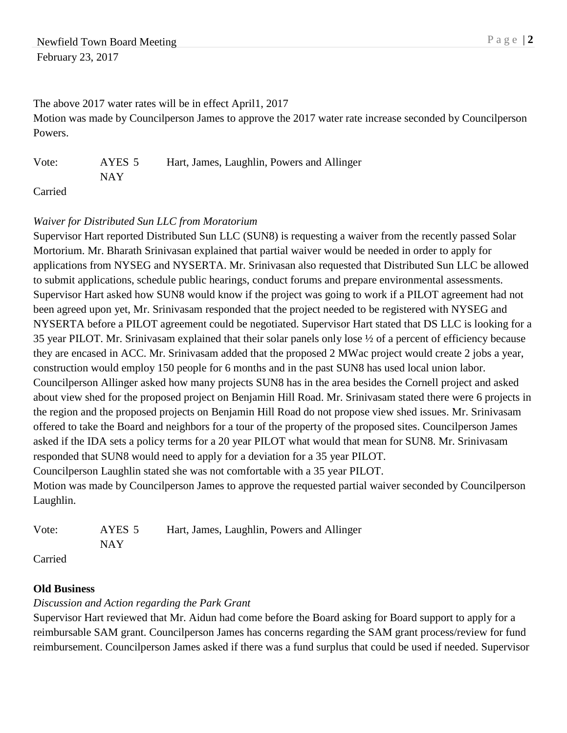The above 2017 water rates will be in effect April1, 2017

Motion was made by Councilperson James to approve the 2017 water rate increase seconded by Councilperson Powers.

| Vote: | AYES 5 | Hart, James, Laughlin, Powers and Allinger |
|---|---|---|
| | NAY | |

Carried

*Waiver for Distributed Sun LLC from Moratorium*

Supervisor Hart reported Distributed Sun LLC (SUN8) is requesting a waiver from the recently passed Solar Mortorium. Mr. Bharath Srinivasan explained that partial waiver would be needed in order to apply for applications from NYSEG and NYSERTA. Mr. Srinivasan also requested that Distributed Sun LLC be allowed to submit applications, schedule public hearings, conduct forums and prepare environmental assessments. Supervisor Hart asked how SUN8 would know if the project was going to work if a PILOT agreement had not been agreed upon yet, Mr. Srinivasam responded that the project needed to be registered with NYSEG and NYSERTA before a PILOT agreement could be negotiated. Supervisor Hart stated that DS LLC is looking for a 35 year PILOT. Mr. Srinivasam explained that their solar panels only lose ½ of a percent of efficiency because they are encased in ACC. Mr. Srinivasam added that the proposed 2 MWac project would create 2 jobs a year, construction would employ 150 people for 6 months and in the past SUN8 has used local union labor. Councilperson Allinger asked how many projects SUN8 has in the area besides the Cornell project and asked about view shed for the proposed project on Benjamin Hill Road. Mr. Srinivasam stated there were 6 projects in the region and the proposed projects on Benjamin Hill Road do not propose view shed issues. Mr. Srinivasam offered to take the Board and neighbors for a tour of the property of the proposed sites. Councilperson James asked if the IDA sets a policy terms for a 20 year PILOT what would that mean for SUN8. Mr. Srinivasam responded that SUN8 would need to apply for a deviation for a 35 year PILOT.

Councilperson Laughlin stated she was not comfortable with a 35 year PILOT.

Motion was made by Councilperson James to approve the requested partial waiver seconded by Councilperson Laughlin.

| Vote: | AYES 5 | Hart, James, Laughlin, Powers and Allinger |
|---|---|---|
| | NAY | |

Carried

**Old Business**

*Discussion and Action regarding the Park Grant*

Supervisor Hart reviewed that Mr. Aidun had come before the Board asking for Board support to apply for a reimbursable SAM grant. Councilperson James has concerns regarding the SAM grant process/review for fund reimbursement. Councilperson James asked if there was a fund surplus that could be used if needed. Supervisor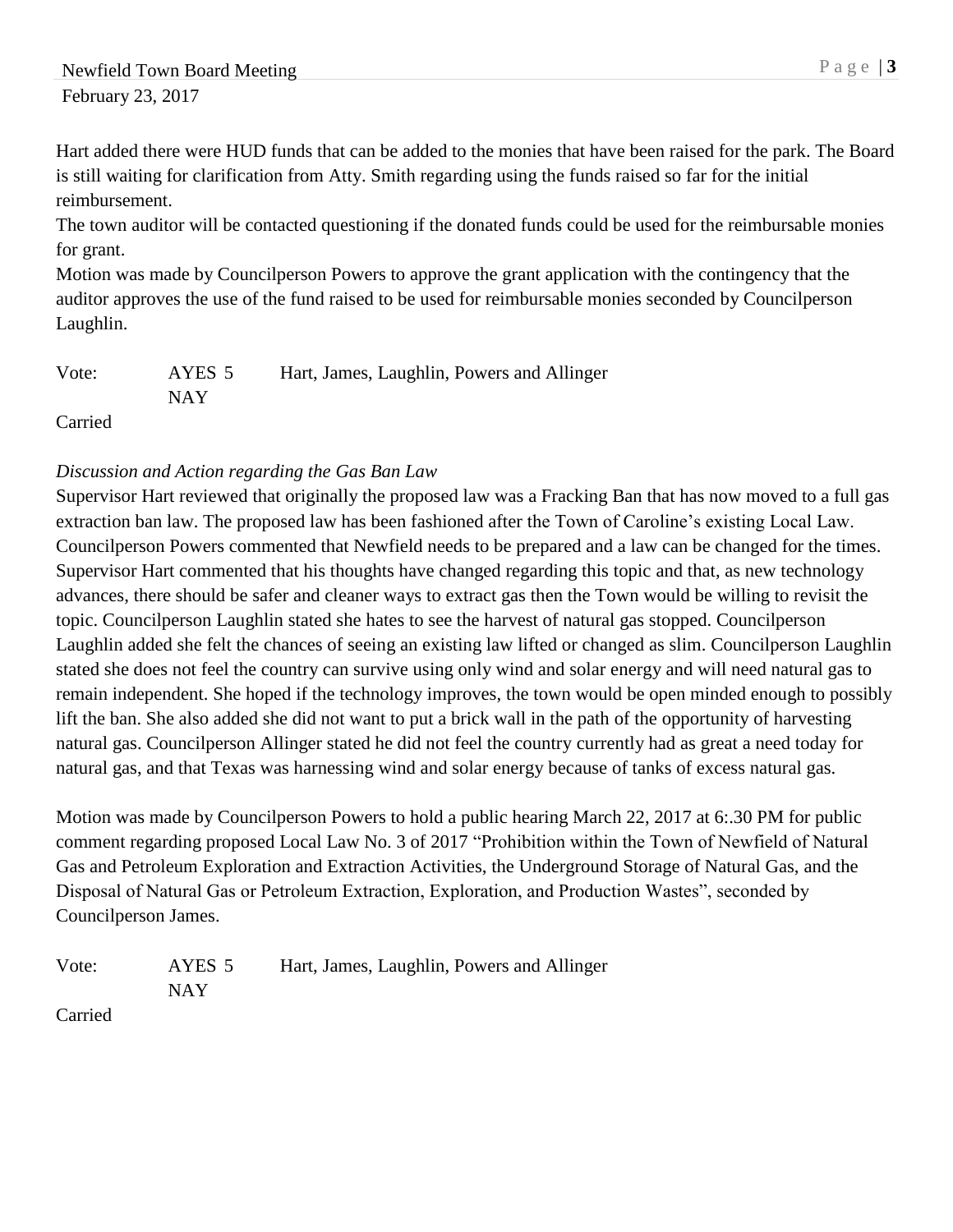Hart added there were HUD funds that can be added to the monies that have been raised for the park. The Board is still waiting for clarification from Atty. Smith regarding using the funds raised so far for the initial reimbursement.

The town auditor will be contacted questioning if the donated funds could be used for the reimbursable monies for grant.

Motion was made by Councilperson Powers to approve the grant application with the contingency that the auditor approves the use of the fund raised to be used for reimbursable monies seconded by Councilperson Laughlin.

Vote: AYES 5 Hart, James, Laughlin, Powers and Allinger
NAY

Carried

*Discussion and Action regarding the Gas Ban Law*

Supervisor Hart reviewed that originally the proposed law was a Fracking Ban that has now moved to a full gas extraction ban law. The proposed law has been fashioned after the Town of Caroline's existing Local Law. Councilperson Powers commented that Newfield needs to be prepared and a law can be changed for the times. Supervisor Hart commented that his thoughts have changed regarding this topic and that, as new technology advances, there should be safer and cleaner ways to extract gas then the Town would be willing to revisit the topic. Councilperson Laughlin stated she hates to see the harvest of natural gas stopped. Councilperson Laughlin added she felt the chances of seeing an existing law lifted or changed as slim. Councilperson Laughlin stated she does not feel the country can survive using only wind and solar energy and will need natural gas to remain independent. She hoped if the technology improves, the town would be open minded enough to possibly lift the ban. She also added she did not want to put a brick wall in the path of the opportunity of harvesting natural gas. Councilperson Allinger stated he did not feel the country currently had as great a need today for natural gas, and that Texas was harnessing wind and solar energy because of tanks of excess natural gas.

Motion was made by Councilperson Powers to hold a public hearing March 22, 2017 at 6:.30 PM for public comment regarding proposed Local Law No. 3 of 2017 "Prohibition within the Town of Newfield of Natural Gas and Petroleum Exploration and Extraction Activities, the Underground Storage of Natural Gas, and the Disposal of Natural Gas or Petroleum Extraction, Exploration, and Production Wastes", seconded by Councilperson James.

Vote: AYES 5 Hart, James, Laughlin, Powers and Allinger
NAY

Carried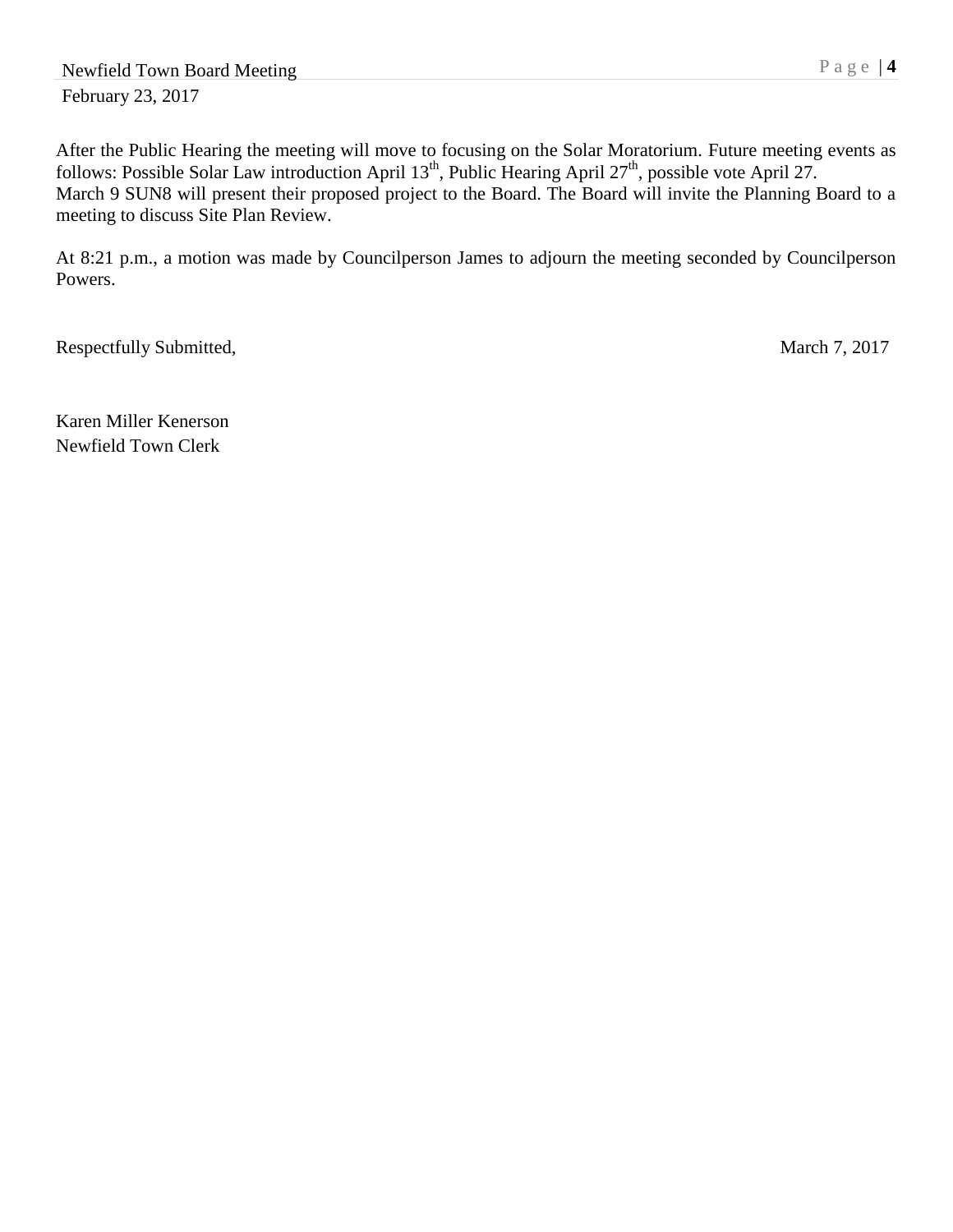After the Public Hearing the meeting will move to focusing on the Solar Moratorium. Future meeting events as follows: Possible Solar Law introduction April 13th, Public Hearing April 27th, possible vote April 27.
March 9 SUN8 will present their proposed project to the Board. The Board will invite the Planning Board to a meeting to discuss Site Plan Review.

At 8:21 p.m., a motion was made by Councilperson James to adjourn the meeting seconded by Councilperson Powers.

Respectfully Submitted, March 7, 2017

Karen Miller Kenerson
Newfield Town Clerk